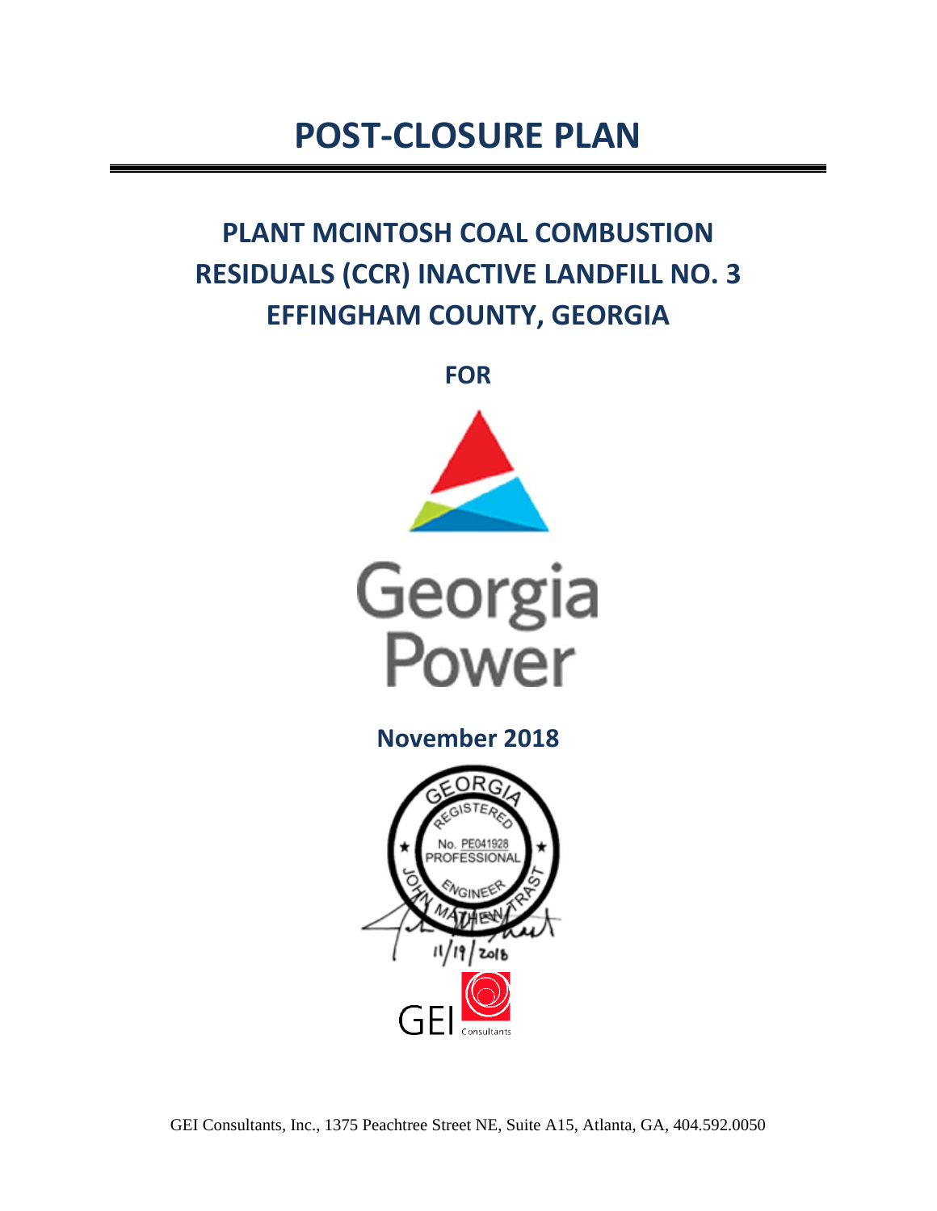# POST-CLOSURE PLAN

## PLANT MCINTOSH COAL COMBUSTION RESIDUALS (CCR) INACTIVE LANDFILL NO. 3 EFFINGHAM COUNTY, GEORGIA

**FOR**

Georgia Power

**November 2018**

GEORGIA REGISTERED No. PE041928 PROFESSIONAL ENGINEER JOHN MATHEW TRAST

11/19/2018

GEI Consultants

GEI Consultants, Inc., 1375 Peachtree Street NE, Suite A15, Atlanta, GA, 404.592.0050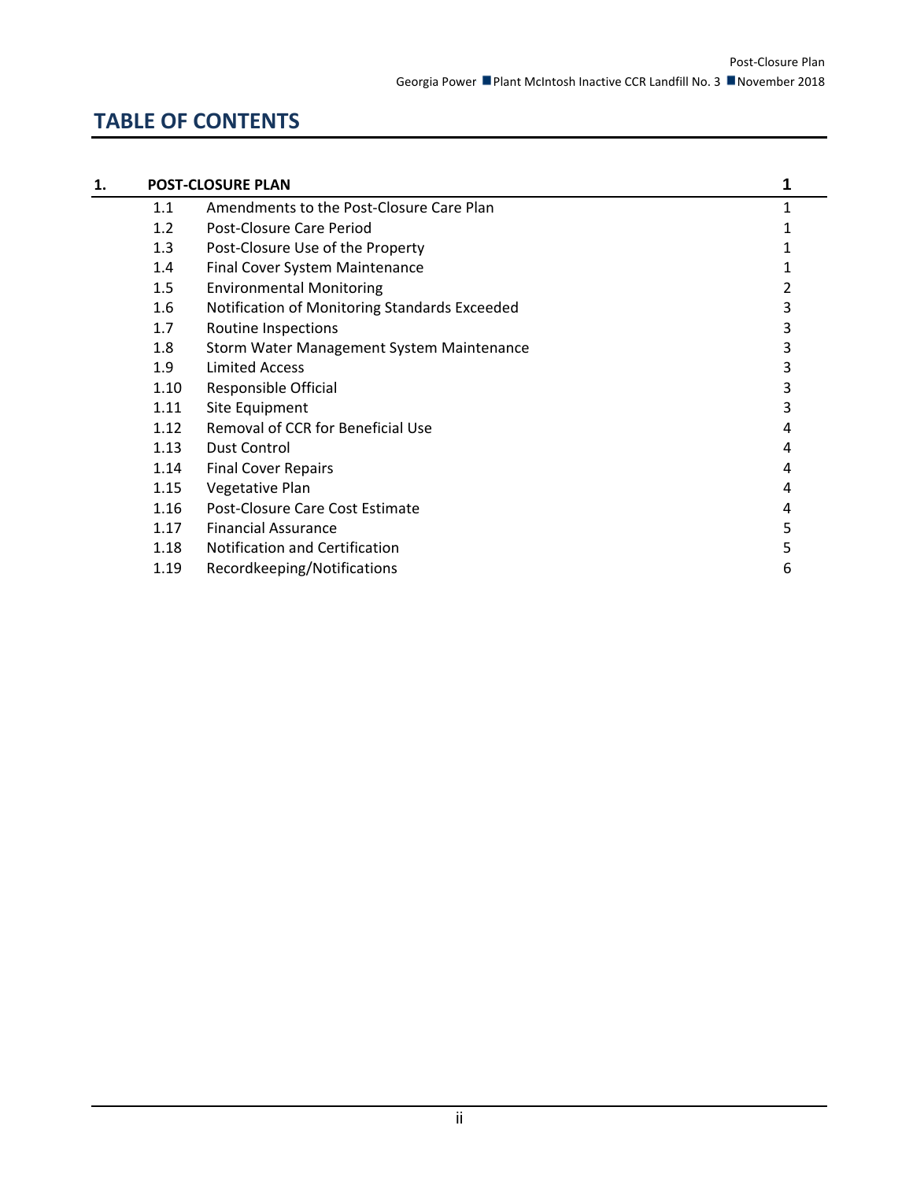# TABLE OF CONTENTS

| | | |
|---|---|---|
| **1.** | **POST-CLOSURE PLAN** | **1** |
| 1.1 | Amendments to the Post-Closure Care Plan | 1 |
| 1.2 | Post-Closure Care Period | 1 |
| 1.3 | Post-Closure Use of the Property | 1 |
| 1.4 | Final Cover System Maintenance | 1 |
| 1.5 | Environmental Monitoring | 2 |
| 1.6 | Notification of Monitoring Standards Exceeded | 3 |
| 1.7 | Routine Inspections | 3 |
| 1.8 | Storm Water Management System Maintenance | 3 |
| 1.9 | Limited Access | 3 |
| 1.10 | Responsible Official | 3 |
| 1.11 | Site Equipment | 3 |
| 1.12 | Removal of CCR for Beneficial Use | 4 |
| 1.13 | Dust Control | 4 |
| 1.14 | Final Cover Repairs | 4 |
| 1.15 | Vegetative Plan | 4 |
| 1.16 | Post-Closure Care Cost Estimate | 4 |
| 1.17 | Financial Assurance | 5 |
| 1.18 | Notification and Certification | 5 |
| 1.19 | Recordkeeping/Notifications | 6 |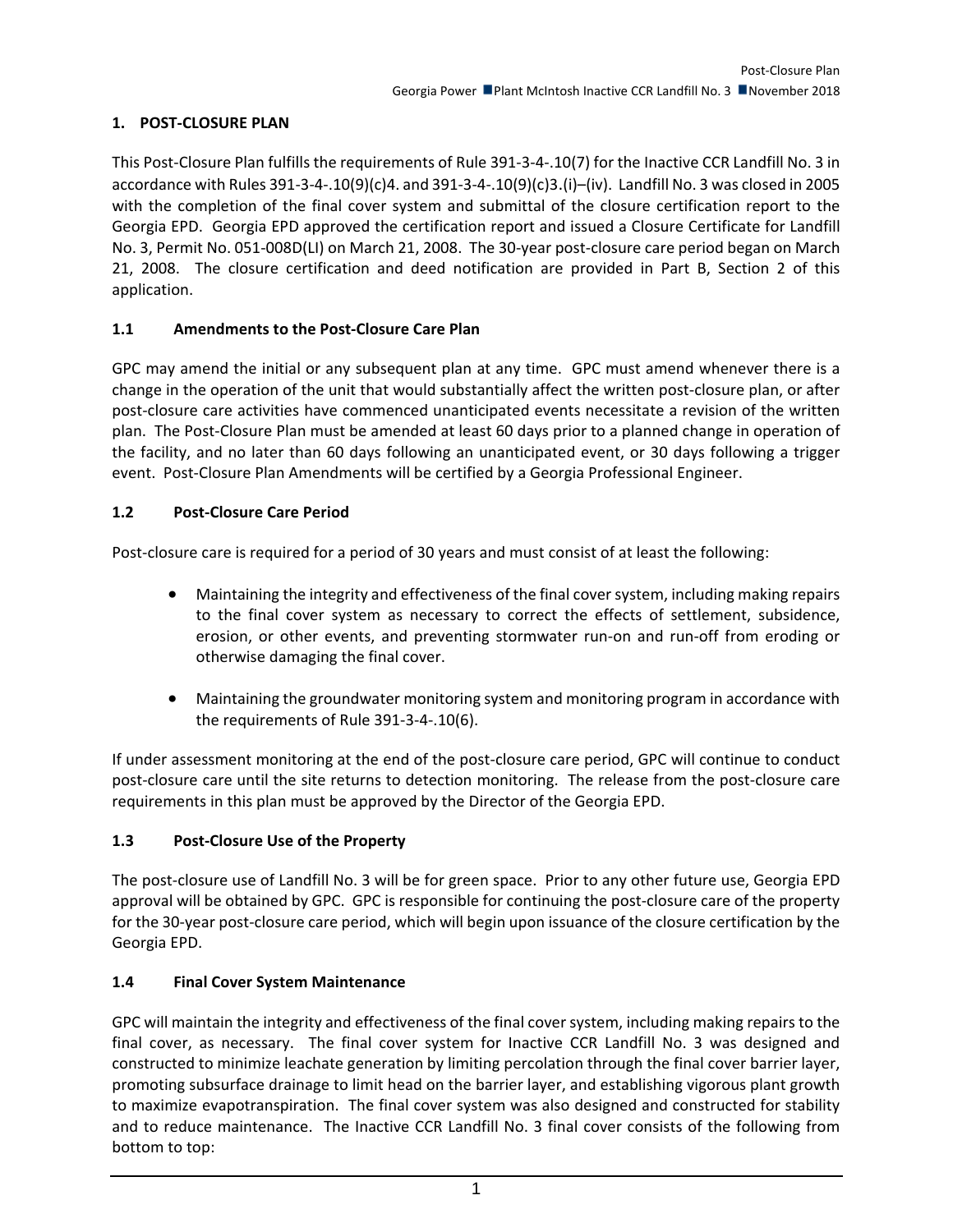# 1. POST-CLOSURE PLAN

This Post-Closure Plan fulfills the requirements of Rule 391-3-4-.10(7) for the Inactive CCR Landfill No. 3 in accordance with Rules 391-3-4-.10(9)(c)4. and 391-3-4-.10(9)(c)3.(i)–(iv). Landfill No. 3 was closed in 2005 with the completion of the final cover system and submittal of the closure certification report to the Georgia EPD. Georgia EPD approved the certification report and issued a Closure Certificate for Landfill No. 3, Permit No. 051-008D(LI) on March 21, 2008. The 30-year post-closure care period began on March 21, 2008. The closure certification and deed notification are provided in Part B, Section 2 of this application.

## 1.1 Amendments to the Post-Closure Care Plan

GPC may amend the initial or any subsequent plan at any time. GPC must amend whenever there is a change in the operation of the unit that would substantially affect the written post-closure plan, or after post-closure care activities have commenced unanticipated events necessitate a revision of the written plan. The Post-Closure Plan must be amended at least 60 days prior to a planned change in operation of the facility, and no later than 60 days following an unanticipated event, or 30 days following a trigger event. Post-Closure Plan Amendments will be certified by a Georgia Professional Engineer.

## 1.2 Post-Closure Care Period

Post-closure care is required for a period of 30 years and must consist of at least the following:

- Maintaining the integrity and effectiveness of the final cover system, including making repairs to the final cover system as necessary to correct the effects of settlement, subsidence, erosion, or other events, and preventing stormwater run-on and run-off from eroding or otherwise damaging the final cover.

- Maintaining the groundwater monitoring system and monitoring program in accordance with the requirements of Rule 391-3-4-.10(6).

If under assessment monitoring at the end of the post-closure care period, GPC will continue to conduct post-closure care until the site returns to detection monitoring. The release from the post-closure care requirements in this plan must be approved by the Director of the Georgia EPD.

## 1.3 Post-Closure Use of the Property

The post-closure use of Landfill No. 3 will be for green space. Prior to any other future use, Georgia EPD approval will be obtained by GPC. GPC is responsible for continuing the post-closure care of the property for the 30-year post-closure care period, which will begin upon issuance of the closure certification by the Georgia EPD.

## 1.4 Final Cover System Maintenance

GPC will maintain the integrity and effectiveness of the final cover system, including making repairs to the final cover, as necessary. The final cover system for Inactive CCR Landfill No. 3 was designed and constructed to minimize leachate generation by limiting percolation through the final cover barrier layer, promoting subsurface drainage to limit head on the barrier layer, and establishing vigorous plant growth to maximize evapotranspiration. The final cover system was also designed and constructed for stability and to reduce maintenance. The Inactive CCR Landfill No. 3 final cover consists of the following from bottom to top: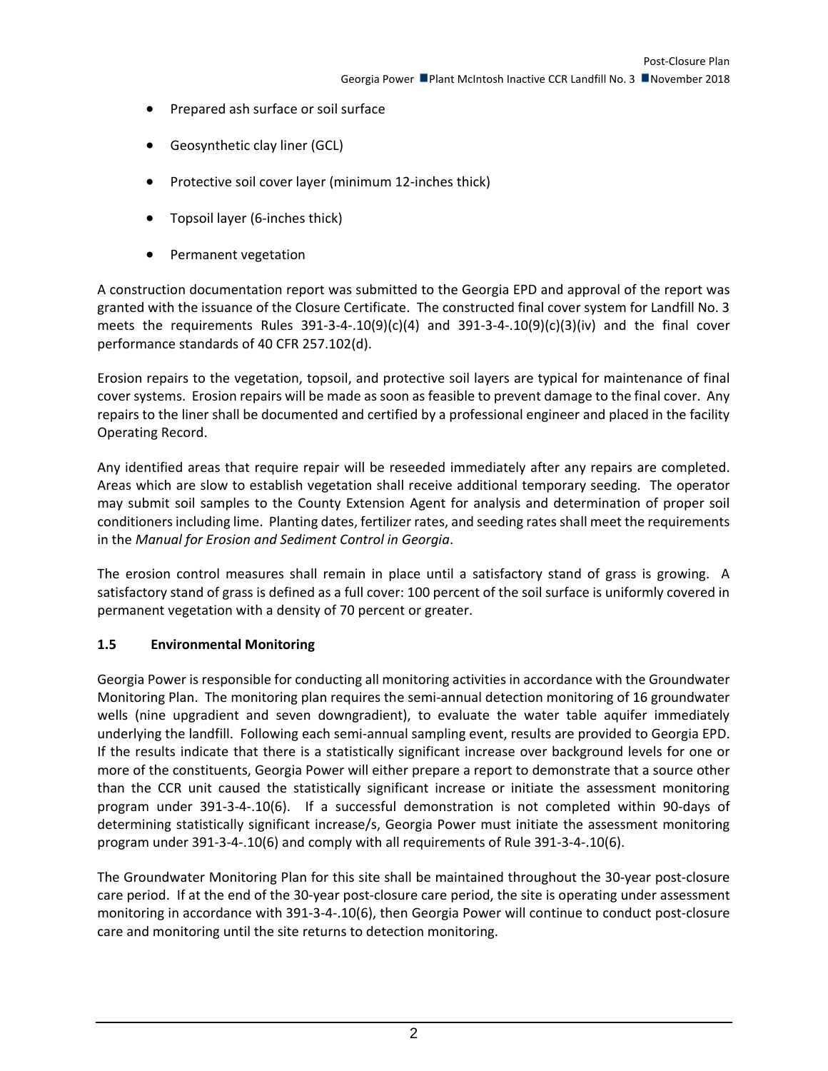- Prepared ash surface or soil surface
- Geosynthetic clay liner (GCL)
- Protective soil cover layer (minimum 12-inches thick)
- Topsoil layer (6-inches thick)
- Permanent vegetation

A construction documentation report was submitted to the Georgia EPD and approval of the report was granted with the issuance of the Closure Certificate. The constructed final cover system for Landfill No. 3 meets the requirements Rules 391-3-4-.10(9)(c)(4) and 391-3-4-.10(9)(c)(3)(iv) and the final cover performance standards of 40 CFR 257.102(d).

Erosion repairs to the vegetation, topsoil, and protective soil layers are typical for maintenance of final cover systems. Erosion repairs will be made as soon as feasible to prevent damage to the final cover. Any repairs to the liner shall be documented and certified by a professional engineer and placed in the facility Operating Record.

Any identified areas that require repair will be reseeded immediately after any repairs are completed. Areas which are slow to establish vegetation shall receive additional temporary seeding. The operator may submit soil samples to the County Extension Agent for analysis and determination of proper soil conditioners including lime. Planting dates, fertilizer rates, and seeding rates shall meet the requirements in the *Manual for Erosion and Sediment Control in Georgia*.

The erosion control measures shall remain in place until a satisfactory stand of grass is growing. A satisfactory stand of grass is defined as a full cover: 100 percent of the soil surface is uniformly covered in permanent vegetation with a density of 70 percent or greater.

### 1.5 Environmental Monitoring

Georgia Power is responsible for conducting all monitoring activities in accordance with the Groundwater Monitoring Plan. The monitoring plan requires the semi-annual detection monitoring of 16 groundwater wells (nine upgradient and seven downgradient), to evaluate the water table aquifer immediately underlying the landfill. Following each semi-annual sampling event, results are provided to Georgia EPD. If the results indicate that there is a statistically significant increase over background levels for one or more of the constituents, Georgia Power will either prepare a report to demonstrate that a source other than the CCR unit caused the statistically significant increase or initiate the assessment monitoring program under 391-3-4-.10(6). If a successful demonstration is not completed within 90-days of determining statistically significant increase/s, Georgia Power must initiate the assessment monitoring program under 391-3-4-.10(6) and comply with all requirements of Rule 391-3-4-.10(6).

The Groundwater Monitoring Plan for this site shall be maintained throughout the 30-year post-closure care period. If at the end of the 30-year post-closure care period, the site is operating under assessment monitoring in accordance with 391-3-4-.10(6), then Georgia Power will continue to conduct post-closure care and monitoring until the site returns to detection monitoring.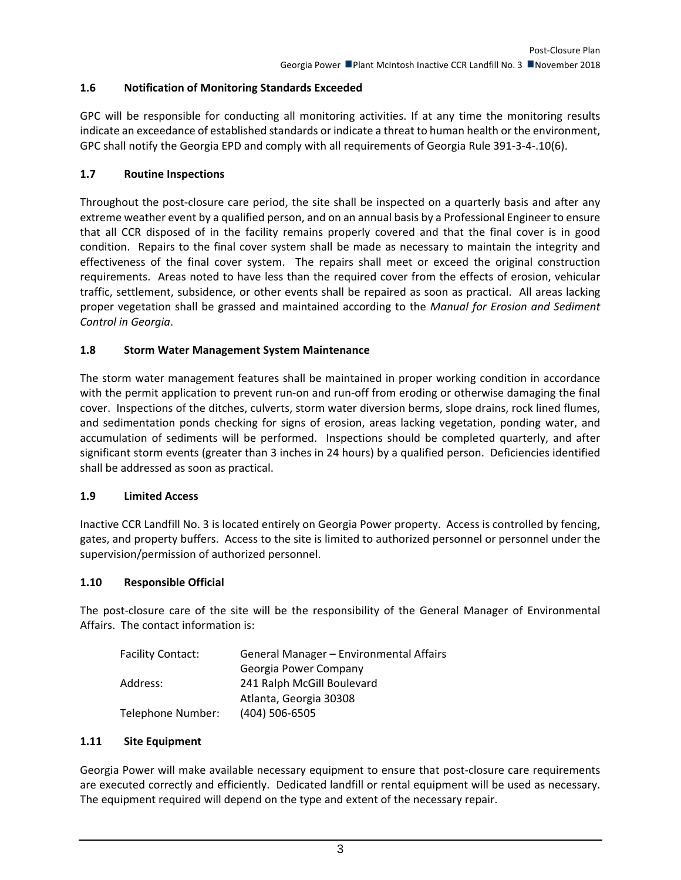### 1.6 Notification of Monitoring Standards Exceeded

GPC will be responsible for conducting all monitoring activities. If at any time the monitoring results indicate an exceedance of established standards or indicate a threat to human health or the environment, GPC shall notify the Georgia EPD and comply with all requirements of Georgia Rule 391-3-4-.10(6).

### 1.7 Routine Inspections

Throughout the post-closure care period, the site shall be inspected on a quarterly basis and after any extreme weather event by a qualified person, and on an annual basis by a Professional Engineer to ensure that all CCR disposed of in the facility remains properly covered and that the final cover is in good condition. Repairs to the final cover system shall be made as necessary to maintain the integrity and effectiveness of the final cover system. The repairs shall meet or exceed the original construction requirements. Areas noted to have less than the required cover from the effects of erosion, vehicular traffic, settlement, subsidence, or other events shall be repaired as soon as practical. All areas lacking proper vegetation shall be grassed and maintained according to the *Manual for Erosion and Sediment Control in Georgia*.

### 1.8 Storm Water Management System Maintenance

The storm water management features shall be maintained in proper working condition in accordance with the permit application to prevent run-on and run-off from eroding or otherwise damaging the final cover. Inspections of the ditches, culverts, storm water diversion berms, slope drains, rock lined flumes, and sedimentation ponds checking for signs of erosion, areas lacking vegetation, ponding water, and accumulation of sediments will be performed. Inspections should be completed quarterly, and after significant storm events (greater than 3 inches in 24 hours) by a qualified person. Deficiencies identified shall be addressed as soon as practical.

### 1.9 Limited Access

Inactive CCR Landfill No. 3 is located entirely on Georgia Power property. Access is controlled by fencing, gates, and property buffers. Access to the site is limited to authorized personnel or personnel under the supervision/permission of authorized personnel.

### 1.10 Responsible Official

The post-closure care of the site will be the responsibility of the General Manager of Environmental Affairs. The contact information is:

| | |
|---|---|
| Facility Contact: | General Manager – Environmental Affairs<br>Georgia Power Company |
| Address: | 241 Ralph McGill Boulevard<br>Atlanta, Georgia 30308 |
| Telephone Number: | (404) 506-6505 |

### 1.11 Site Equipment

Georgia Power will make available necessary equipment to ensure that post-closure care requirements are executed correctly and efficiently. Dedicated landfill or rental equipment will be used as necessary. The equipment required will depend on the type and extent of the necessary repair.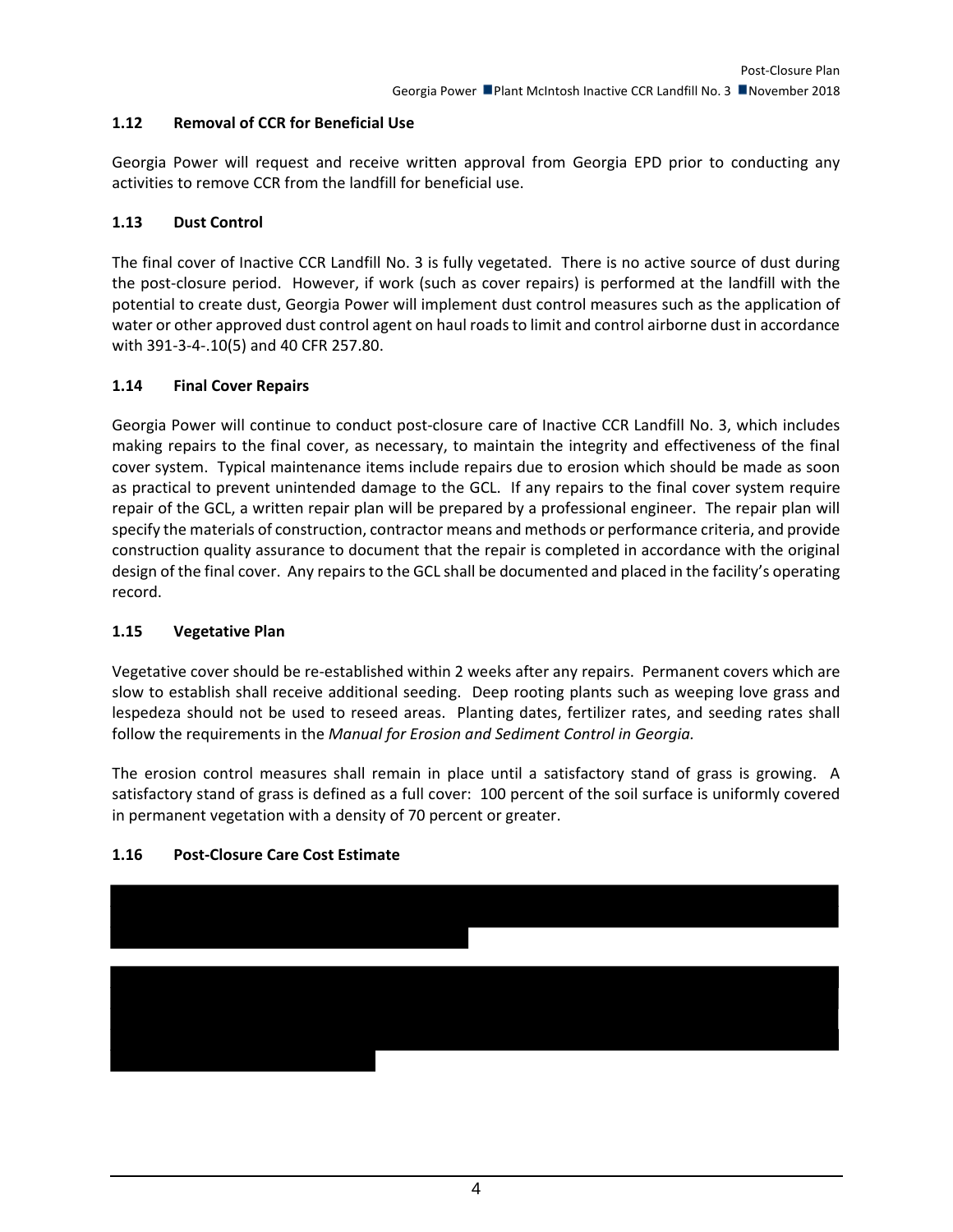## 1.12 Removal of CCR for Beneficial Use

Georgia Power will request and receive written approval from Georgia EPD prior to conducting any activities to remove CCR from the landfill for beneficial use.

## 1.13 Dust Control

The final cover of Inactive CCR Landfill No. 3 is fully vegetated. There is no active source of dust during the post-closure period. However, if work (such as cover repairs) is performed at the landfill with the potential to create dust, Georgia Power will implement dust control measures such as the application of water or other approved dust control agent on haul roads to limit and control airborne dust in accordance with 391-3-4-.10(5) and 40 CFR 257.80.

## 1.14 Final Cover Repairs

Georgia Power will continue to conduct post-closure care of Inactive CCR Landfill No. 3, which includes making repairs to the final cover, as necessary, to maintain the integrity and effectiveness of the final cover system. Typical maintenance items include repairs due to erosion which should be made as soon as practical to prevent unintended damage to the GCL. If any repairs to the final cover system require repair of the GCL, a written repair plan will be prepared by a professional engineer. The repair plan will specify the materials of construction, contractor means and methods or performance criteria, and provide construction quality assurance to document that the repair is completed in accordance with the original design of the final cover. Any repairs to the GCL shall be documented and placed in the facility's operating record.

## 1.15 Vegetative Plan

Vegetative cover should be re-established within 2 weeks after any repairs. Permanent covers which are slow to establish shall receive additional seeding. Deep rooting plants such as weeping love grass and lespedeza should not be used to reseed areas. Planting dates, fertilizer rates, and seeding rates shall follow the requirements in the *Manual for Erosion and Sediment Control in Georgia.*

The erosion control measures shall remain in place until a satisfactory stand of grass is growing. A satisfactory stand of grass is defined as a full cover: 100 percent of the soil surface is uniformly covered in permanent vegetation with a density of 70 percent or greater.

## 1.16 Post-Closure Care Cost Estimate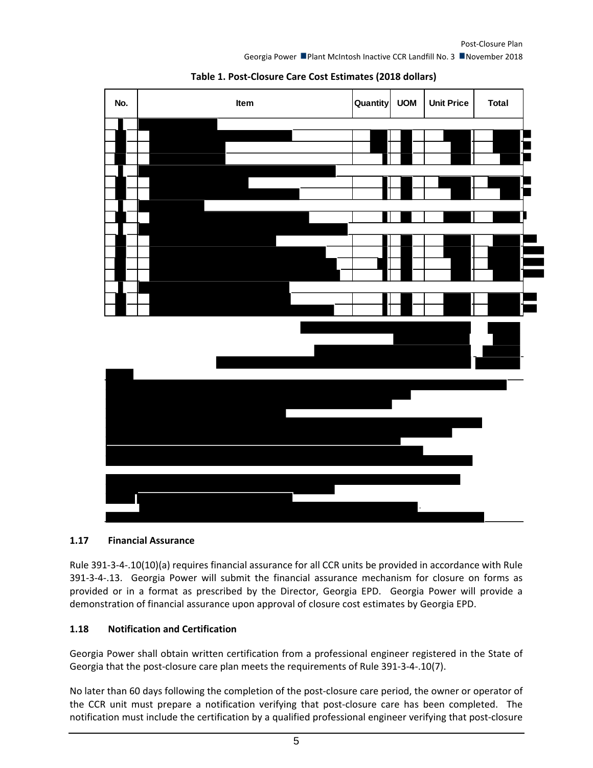**Table 1. Post-Closure Care Cost Estimates (2018 dollars)**

| No. | Item | Quantity | UOM | Unit Price | Total |
|---|---|---|---|---|---|

## 1.17 Financial Assurance

Rule 391-3-4-.10(10)(a) requires financial assurance for all CCR units be provided in accordance with Rule 391-3-4-.13. Georgia Power will submit the financial assurance mechanism for closure on forms as provided or in a format as prescribed by the Director, Georgia EPD. Georgia Power will provide a demonstration of financial assurance upon approval of closure cost estimates by Georgia EPD.

## 1.18 Notification and Certification

Georgia Power shall obtain written certification from a professional engineer registered in the State of Georgia that the post-closure care plan meets the requirements of Rule 391-3-4-.10(7).

No later than 60 days following the completion of the post-closure care period, the owner or operator of the CCR unit must prepare a notification verifying that post-closure care has been completed. The notification must include the certification by a qualified professional engineer verifying that post-closure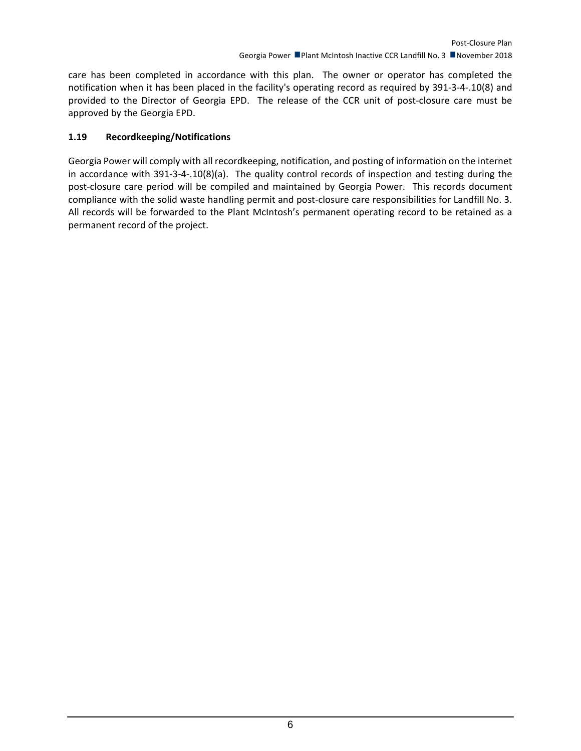care has been completed in accordance with this plan. The owner or operator has completed the notification when it has been placed in the facility's operating record as required by 391-3-4-.10(8) and provided to the Director of Georgia EPD. The release of the CCR unit of post-closure care must be approved by the Georgia EPD.

### 1.19 Recordkeeping/Notifications

Georgia Power will comply with all recordkeeping, notification, and posting of information on the internet in accordance with 391-3-4-.10(8)(a). The quality control records of inspection and testing during the post-closure care period will be compiled and maintained by Georgia Power. This records document compliance with the solid waste handling permit and post-closure care responsibilities for Landfill No. 3. All records will be forwarded to the Plant McIntosh's permanent operating record to be retained as a permanent record of the project.